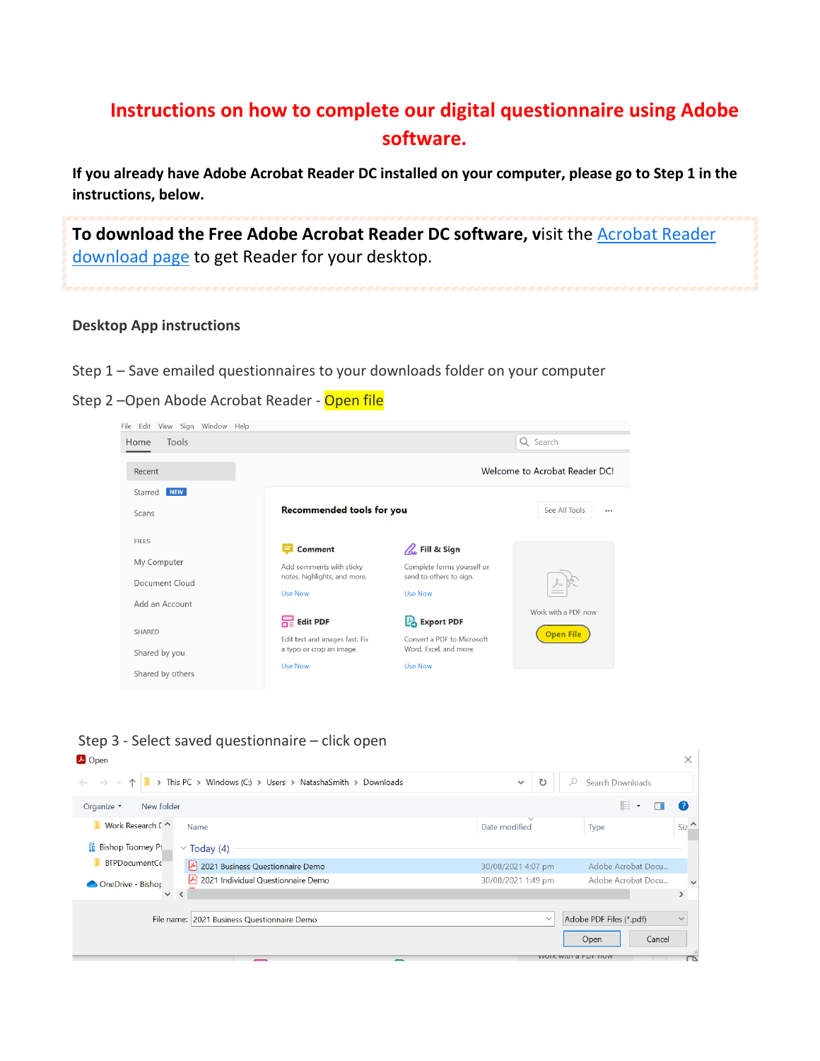# Instructions on how to complete our digital questionnaire using Adobe software.

**If you already have Adobe Acrobat Reader DC installed on your computer, please go to Step 1 in the instructions, below.**

**To download the Free Adobe Acrobat Reader DC software, vi**sit the Acrobat Reader download page to get Reader for your desktop.

### Desktop App instructions

Step 1 – Save emailed questionnaires to your downloads folder on your computer

Step 2 –Open Abode Acrobat Reader - Open file

Step 3 - Select saved questionnaire – click open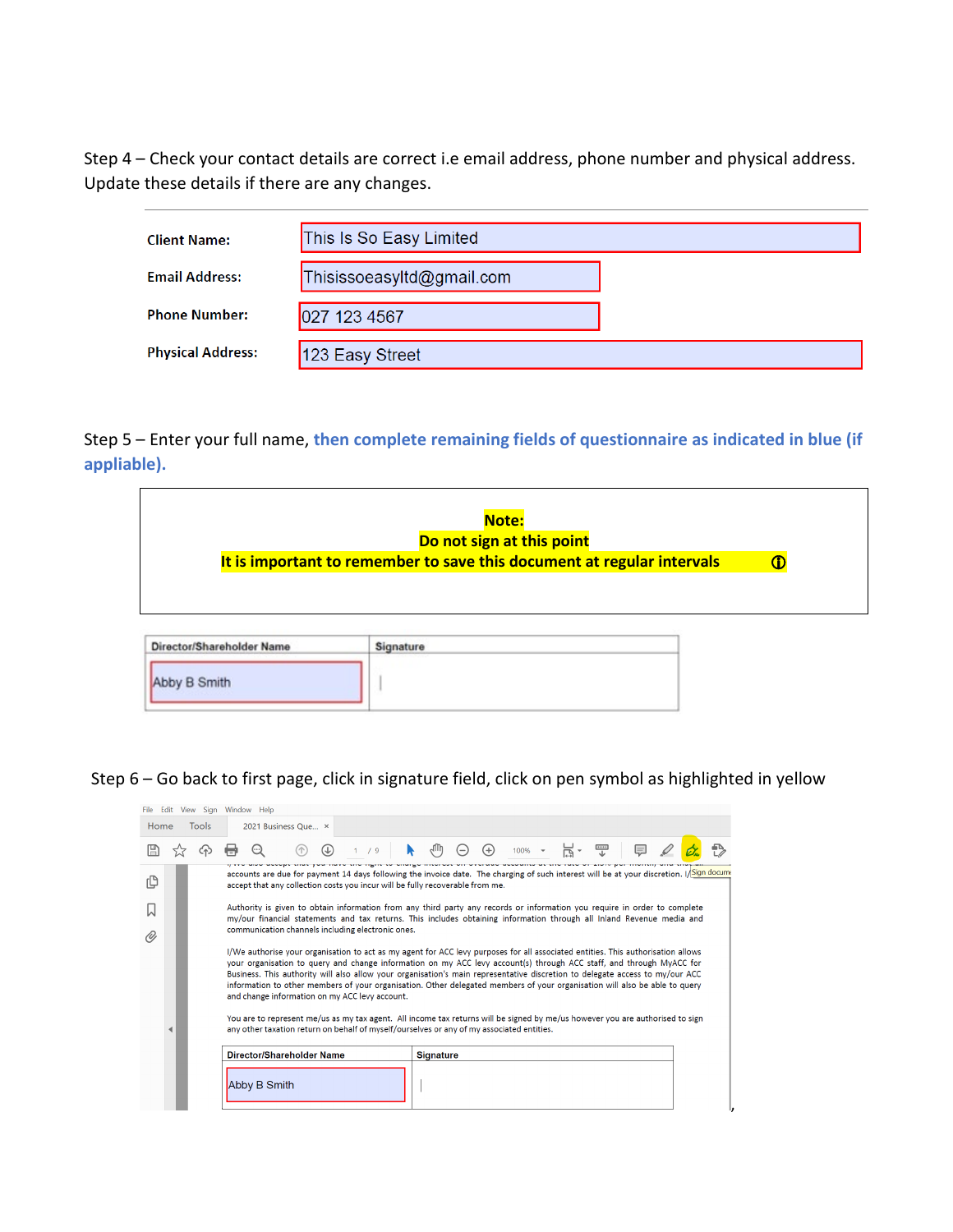Step 4 – Check your contact details are correct i.e email address, phone number and physical address. Update these details if there are any changes.

| | |
|---|---|
| **Client Name:** | This Is So Easy Limited |
| **Email Address:** | Thisissoeasyltd@gmail.com |
| **Phone Number:** | 027 123 4567 |
| **Physical Address:** | 123 Easy Street |

Step 5 – Enter your full name, **then complete remaining fields of questionnaire as indicated in blue (if appliable).**

> **Note:**
> **Do not sign at this point**
> **It is important to remember to save this document at regular intervals**

| Director/Shareholder Name | Signature |
|---|---|
| Abby B Smith | |

Step 6 – Go back to first page, click in signature field, click on pen symbol as highlighted in yellow

File Edit View Sign Window Help

Home Tools 2021 Business Que... ×

accounts are due for payment 14 days following the invoice date. The charging of such interest will be at your discretion. I/ accept that any collection costs you incur will be fully recoverable from me.

Authority is given to obtain information from any third party any records or information you require in order to complete my/our financial statements and tax returns. This includes obtaining information through all Inland Revenue media and communication channels including electronic ones.

I/We authorise your organisation to act as my agent for ACC levy purposes for all associated entities. This authorisation allows your organisation to query and change information on my ACC levy account(s) through ACC staff, and through MyACC for Business. This authority will also allow your organisation's main representative discretion to delegate access to my/our ACC information to other members of your organisation. Other delegated members of your organisation will also be able to query and change information on my ACC levy account.

You are to represent me/us as my tax agent. All income tax returns will be signed by me/us however you are authorised to sign any other taxation return on behalf of myself/ourselves or any of my associated entities.

| Director/Shareholder Name | Signature |
|---|---|
| Abby B Smith | |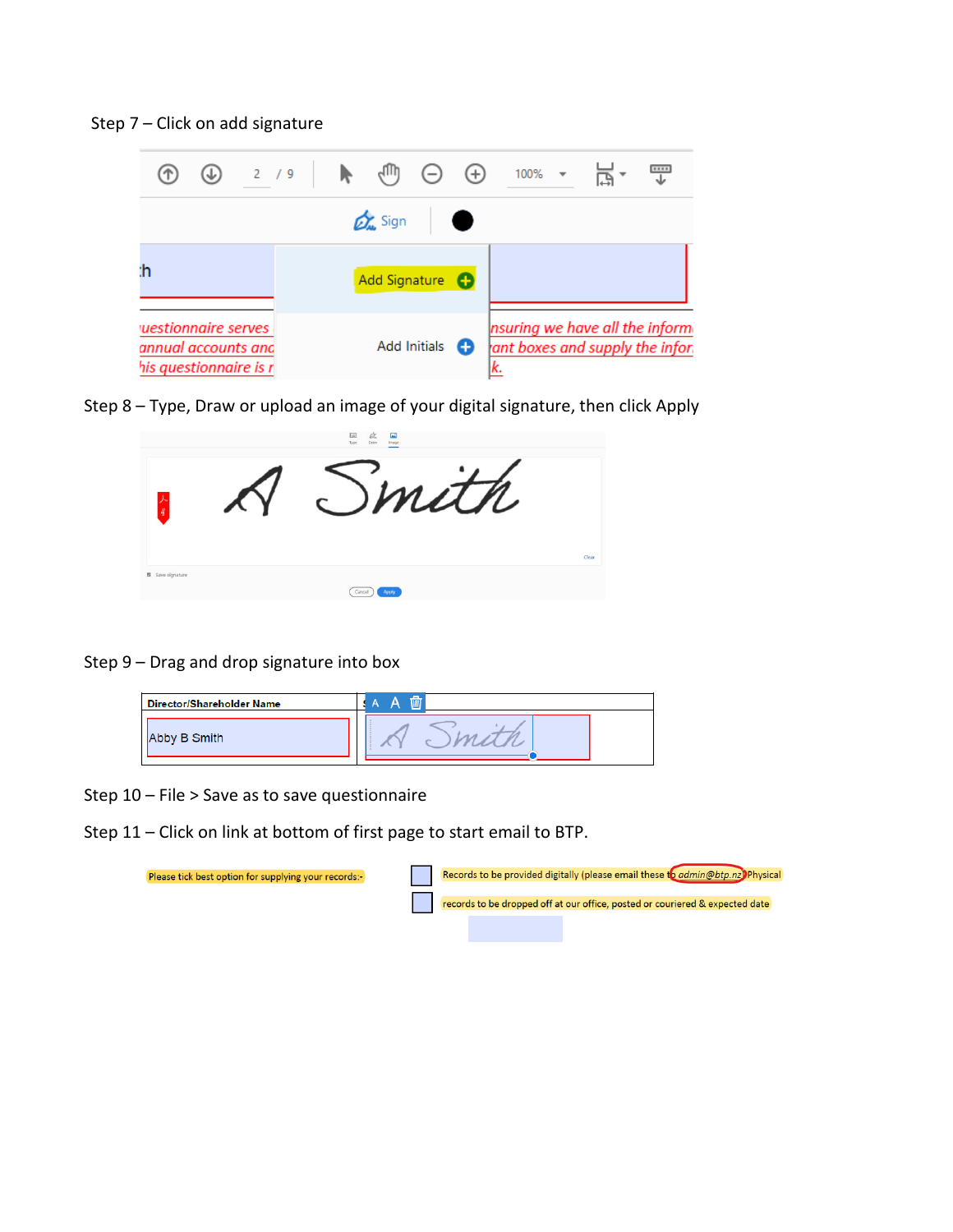Step 7 – Click on add signature

Step 8 – Type, Draw or upload an image of your digital signature, then click Apply

Step 9 – Drag and drop signature into box

Step 10 – File > Save as to save questionnaire

Step 11 – Click on link at bottom of first page to start email to BTP.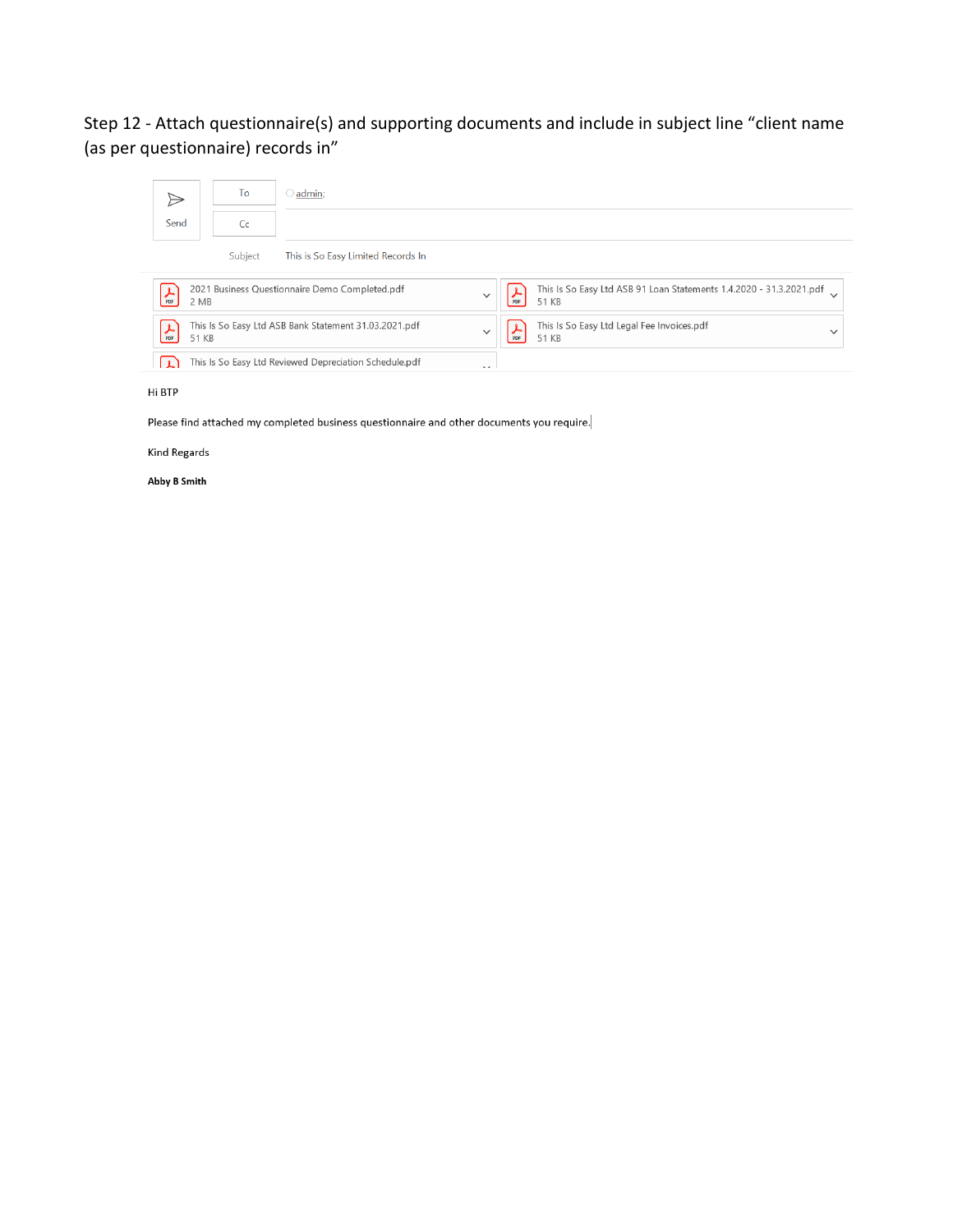Step 12 - Attach questionnaire(s) and supporting documents and include in subject line "client name (as per questionnaire) records in"

Send

To: admin;

Cc

Subject: This is So Easy Limited Records In

- 2021 Business Questionnaire Demo Completed.pdf (2 MB)
- This Is So Easy Ltd ASB 91 Loan Statements 1.4.2020 - 31.3.2021.pdf (51 KB)
- This Is So Easy Ltd ASB Bank Statement 31.03.2021.pdf (51 KB)
- This Is So Easy Ltd Legal Fee Invoices.pdf (51 KB)
- This Is So Easy Ltd Reviewed Depreciation Schedule.pdf

Hi BTP

Please find attached my completed business questionnaire and other documents you require.

Kind Regards

**Abby B Smith**